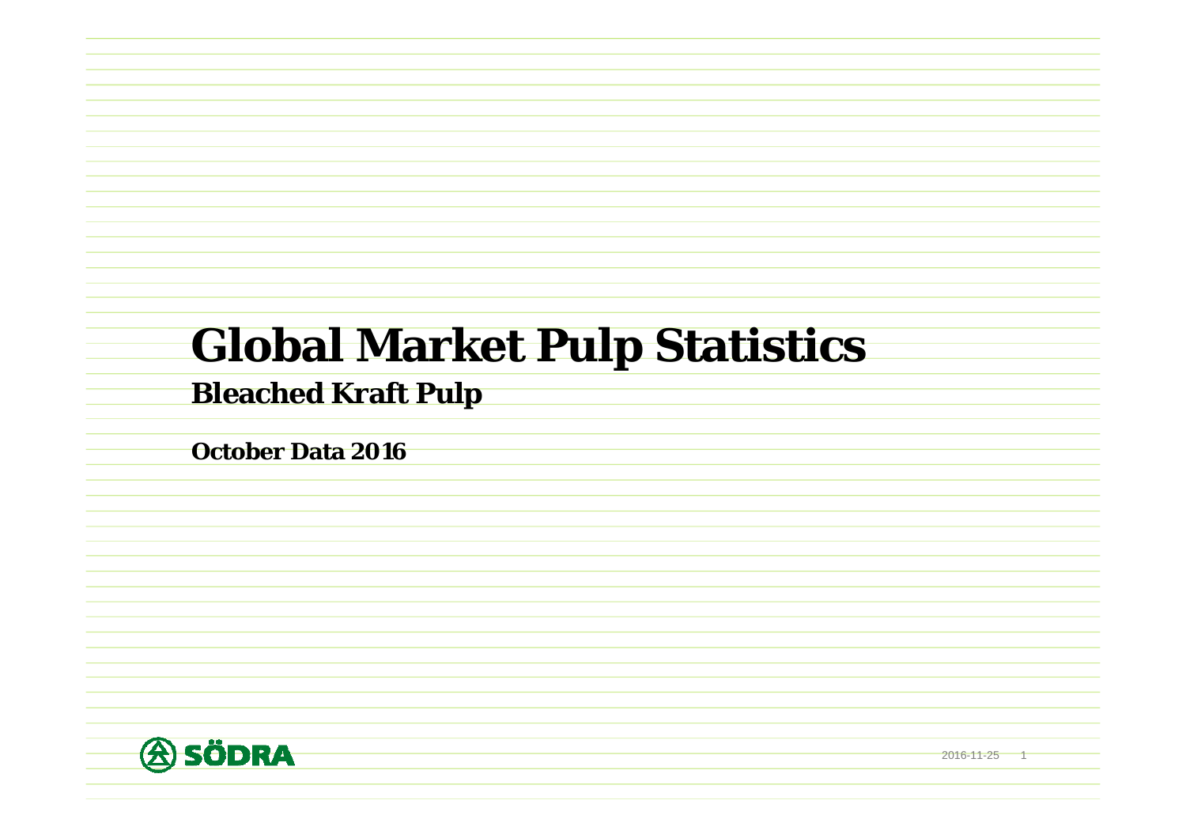# Global Market Pulp Statistics

## Bleached Kraft Pulp

**October Data 2016**

SÖDRA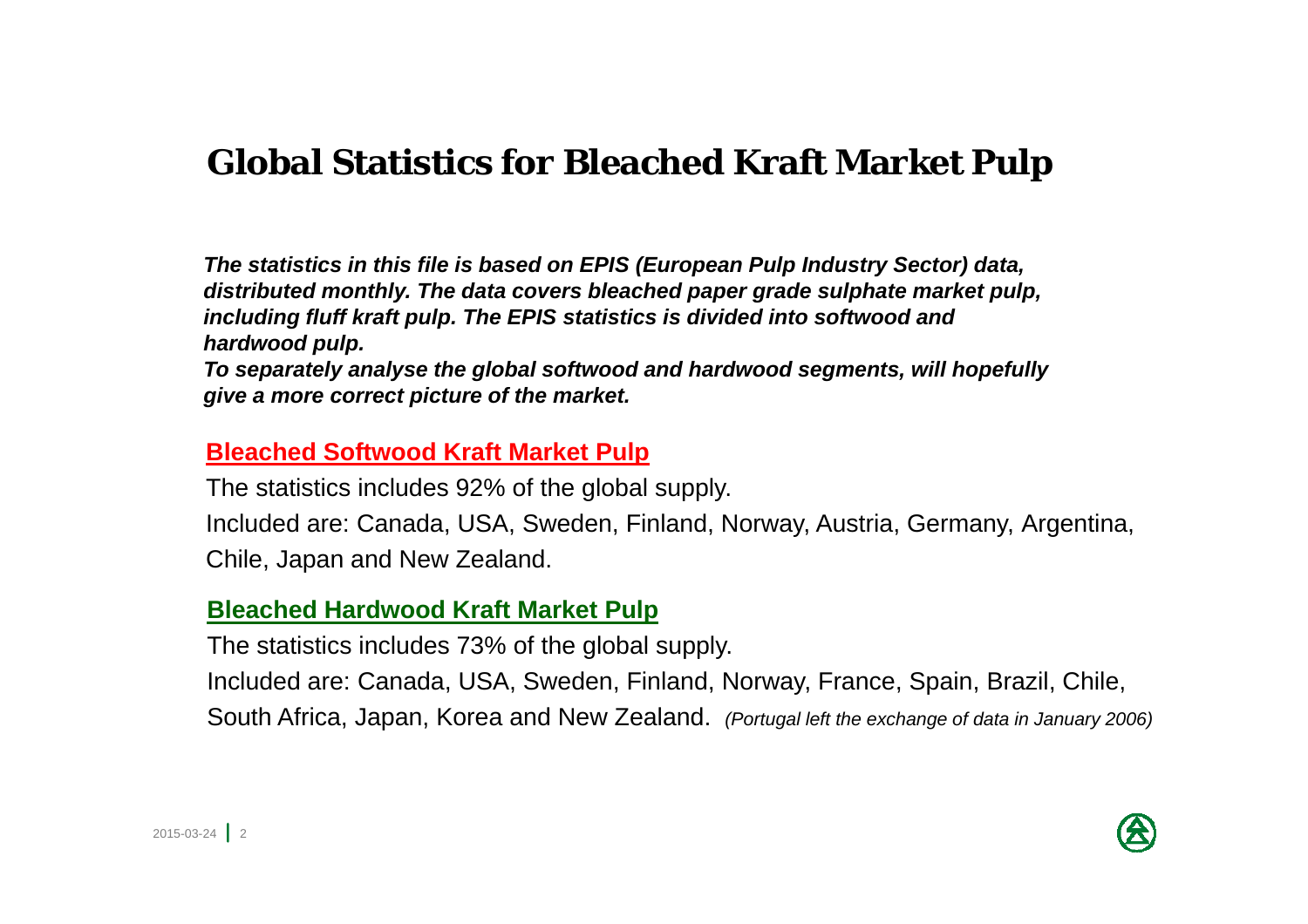# Global Statistics for Bleached Kraft Market Pulp

***The statistics in this file is based on EPIS (European Pulp Industry Sector) data, distributed monthly. The data covers bleached paper grade sulphate market pulp, including fluff kraft pulp. The EPIS statistics is divided into softwood and hardwood pulp.***
***To separately analyse the global softwood and hardwood segments, will hopefully give a more correct picture of the market.***

## Bleached Softwood Kraft Market Pulp

The statistics includes 92% of the global supply.

Included are: Canada, USA, Sweden, Finland, Norway, Austria, Germany, Argentina, Chile, Japan and New Zealand.

## Bleached Hardwood Kraft Market Pulp

The statistics includes 73% of the global supply.

Included are: Canada, USA, Sweden, Finland, Norway, France, Spain, Brazil, Chile, South Africa, Japan, Korea and New Zealand. *(Portugal left the exchange of data in January 2006)*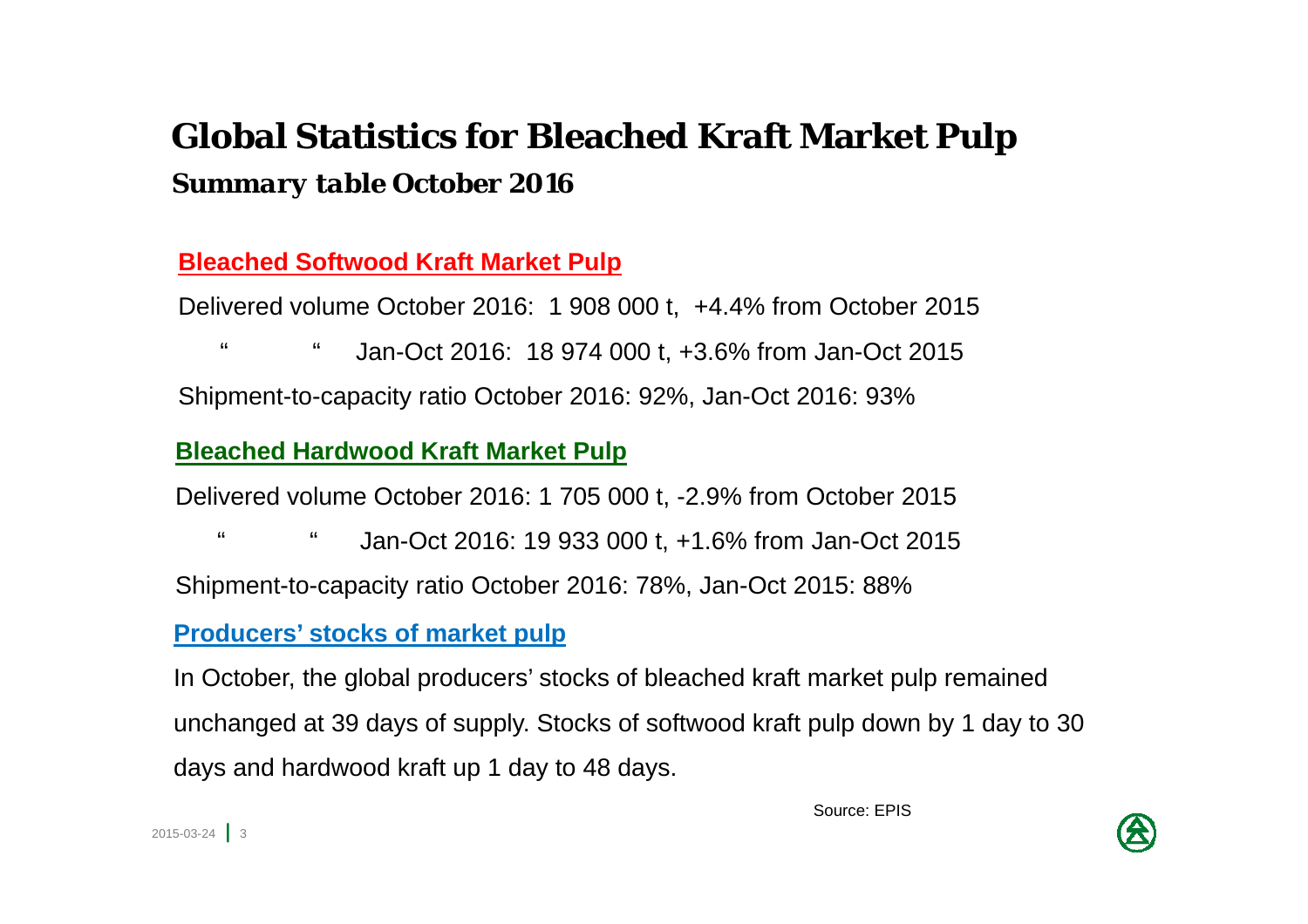# Global Statistics for Bleached Kraft Market Pulp

***Summary table October 2016***

## Bleached Softwood Kraft Market Pulp

Delivered volume October 2016: 1 908 000 t, +4.4% from October 2015

" " Jan-Oct 2016: 18 974 000 t, +3.6% from Jan-Oct 2015

Shipment-to-capacity ratio October 2016: 92%, Jan-Oct 2016: 93%

## Bleached Hardwood Kraft Market Pulp

Delivered volume October 2016: 1 705 000 t, -2.9% from October 2015

" " Jan-Oct 2016: 19 933 000 t, +1.6% from Jan-Oct 2015

Shipment-to-capacity ratio October 2016: 78%, Jan-Oct 2015: 88%

## Producers' stocks of market pulp

In October, the global producers' stocks of bleached kraft market pulp remained unchanged at 39 days of supply. Stocks of softwood kraft pulp down by 1 day to 30 days and hardwood kraft up 1 day to 48 days.

Source: EPIS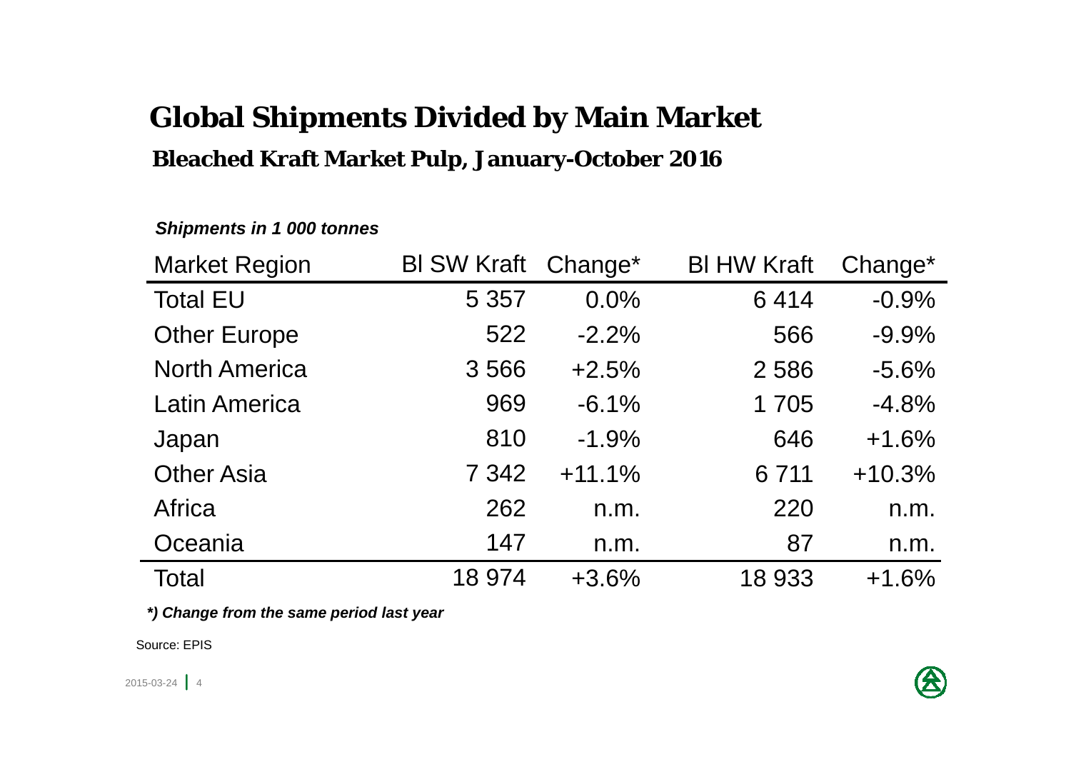# Global Shipments Divided by Main Market

## Bleached Kraft Market Pulp, January-October 2016

***Shipments in 1 000 tonnes***

| Market Region | Bl SW Kraft | Change* | Bl HW Kraft | Change* |
|---|---|---|---|---|
| Total EU | 5 357 | 0.0% | 6 414 | -0.9% |
| Other Europe | 522 | -2.2% | 566 | -9.9% |
| North America | 3 566 | +2.5% | 2 586 | -5.6% |
| Latin America | 969 | -6.1% | 1 705 | -4.8% |
| Japan | 810 | -1.9% | 646 | +1.6% |
| Other Asia | 7 342 | +11.1% | 6 711 | +10.3% |
| Africa | 262 | n.m. | 220 | n.m. |
| Oceania | 147 | n.m. | 87 | n.m. |
| Total | 18 974 | +3.6% | 18 933 | +1.6% |

***) Change from the same period last year***

Source: EPIS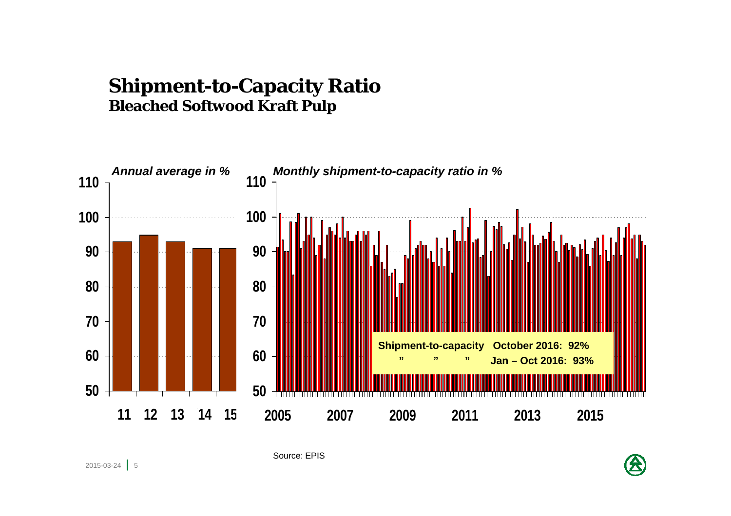# Shipment-to-Capacity Ratio
## Bleached Softwood Kraft Pulp

*Annual average in %*

*Monthly shipment-to-capacity ratio in %*

110
100
90
80
70
60
50

11 12 13 14 15

2005 2007 2009 2011 2013 2015

**Shipment-to-capacity October 2016: 92%**
**" " " Jan – Oct 2016: 93%**

Source: EPIS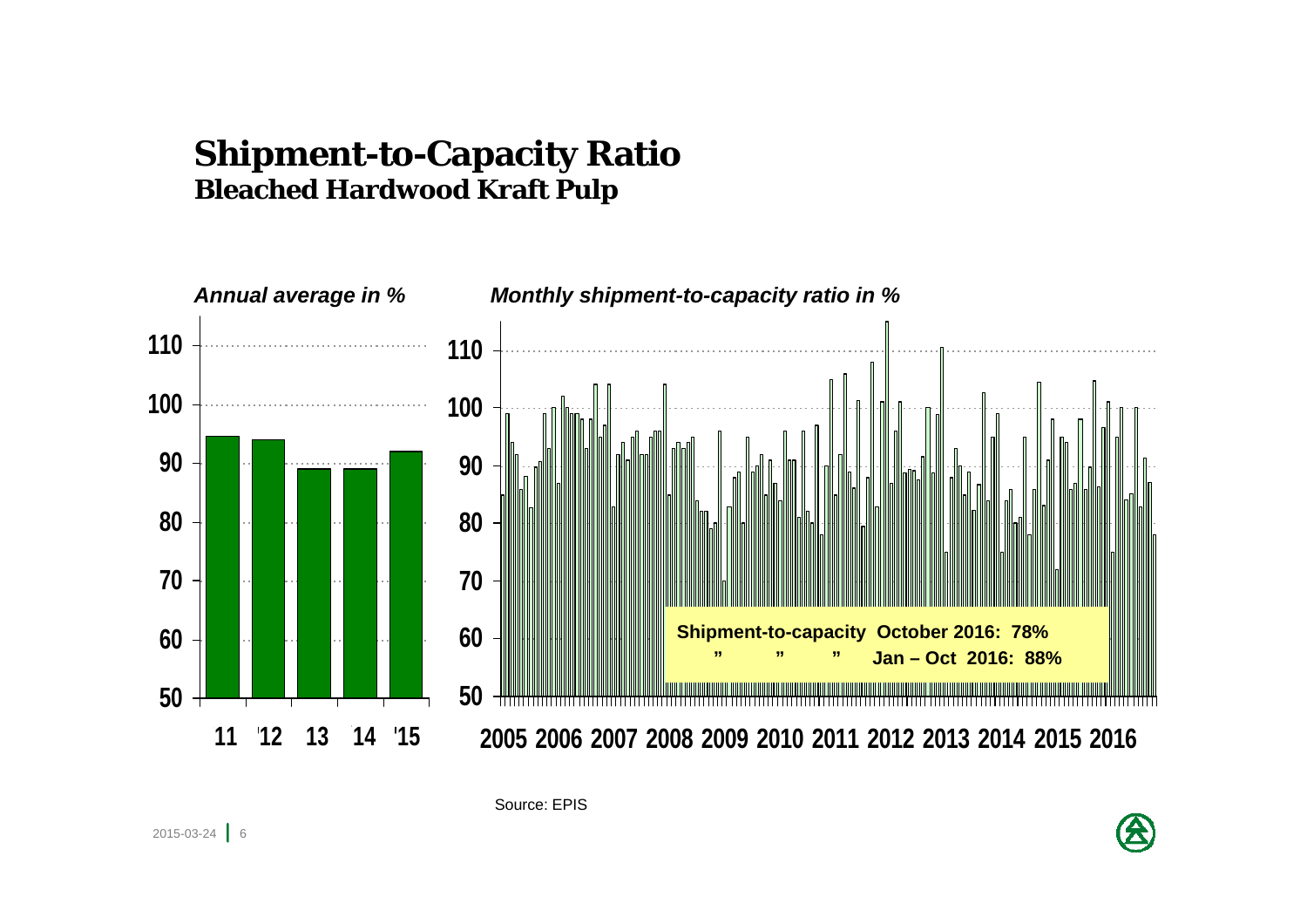# Shipment-to-Capacity Ratio

## Bleached Hardwood Kraft Pulp

*Annual average in %*

| Year | Annual average (%) |
|---|---|
| 11 | ~95 |
| '12 | ~94 |
| 13 | ~89 |
| 14 | ~89 |
| '15 | ~92 |

*Monthly shipment-to-capacity ratio in %*

2005 2006 2007 2008 2009 2010 2011 2012 2013 2014 2015 2016

**Shipment-to-capacity October 2016: 78%**

**" " " Jan – Oct 2016: 88%**

Source: EPIS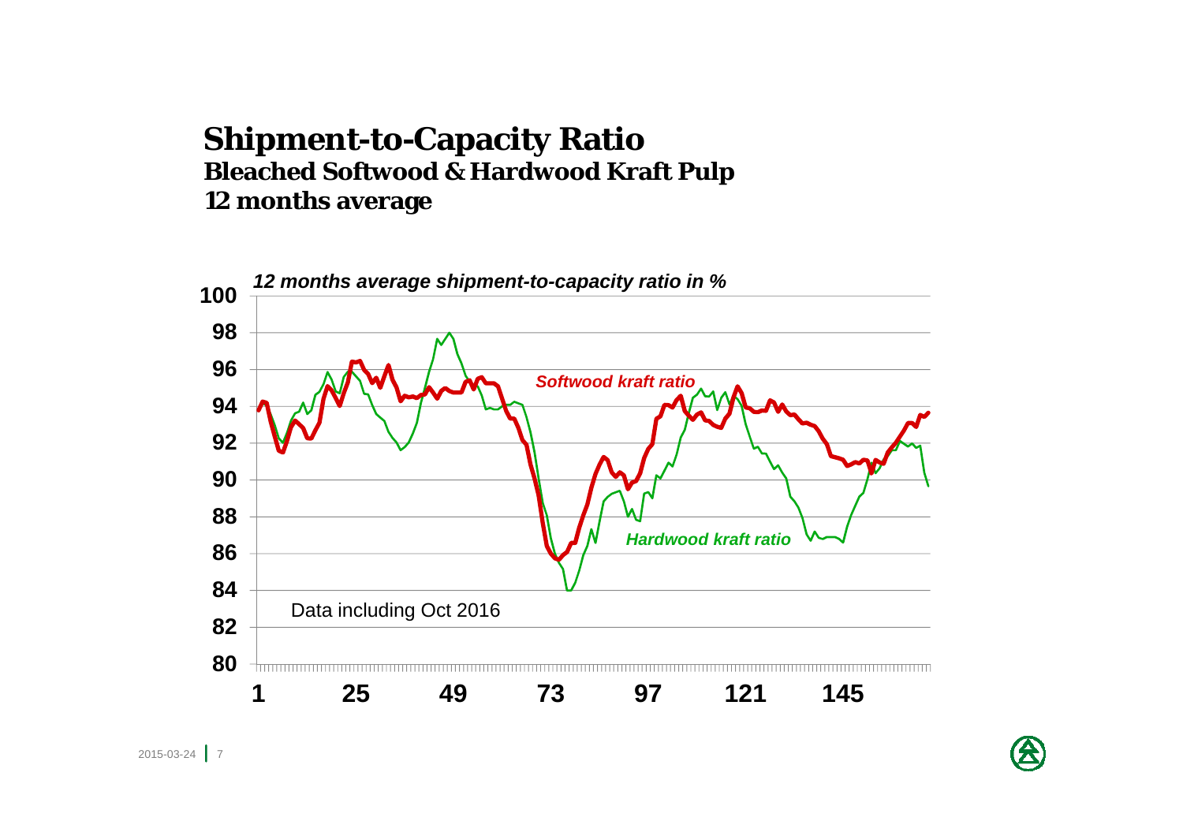# Shipment-to-Capacity Ratio

## Bleached Softwood & Hardwood Kraft Pulp

## 12 months average

*12 months average shipment-to-capacity ratio in %*

*Softwood kraft ratio*

*Hardwood kraft ratio*

Data including Oct 2016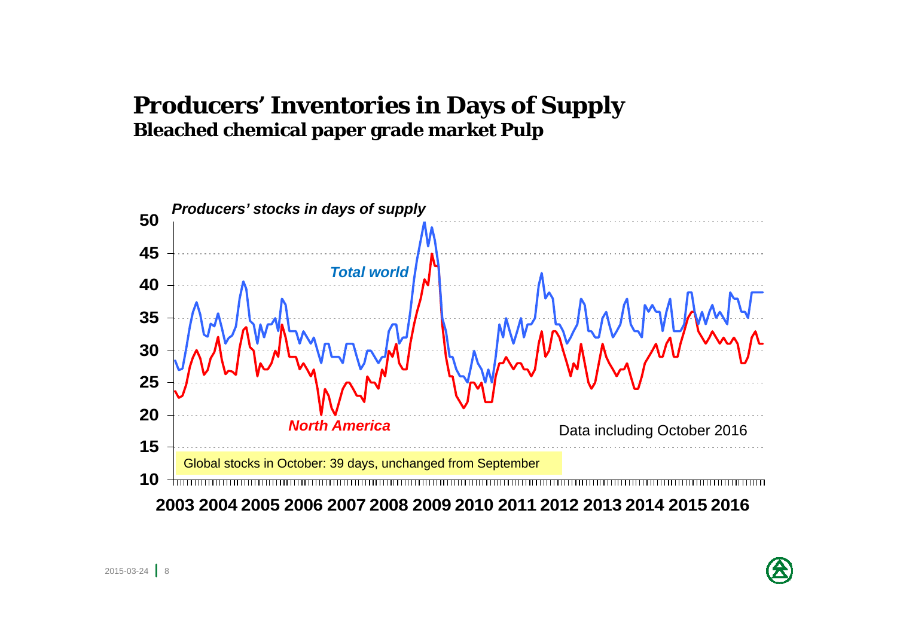# Producers' Inventories in Days of Supply

## Bleached chemical paper grade market Pulp

*Producers' stocks in days of supply*

*Total world*

*North America*

Data including October 2016

Global stocks in October: 39 days, unchanged from September

2003 2004 2005 2006 2007 2008 2009 2010 2011 2012 2013 2014 2015 2016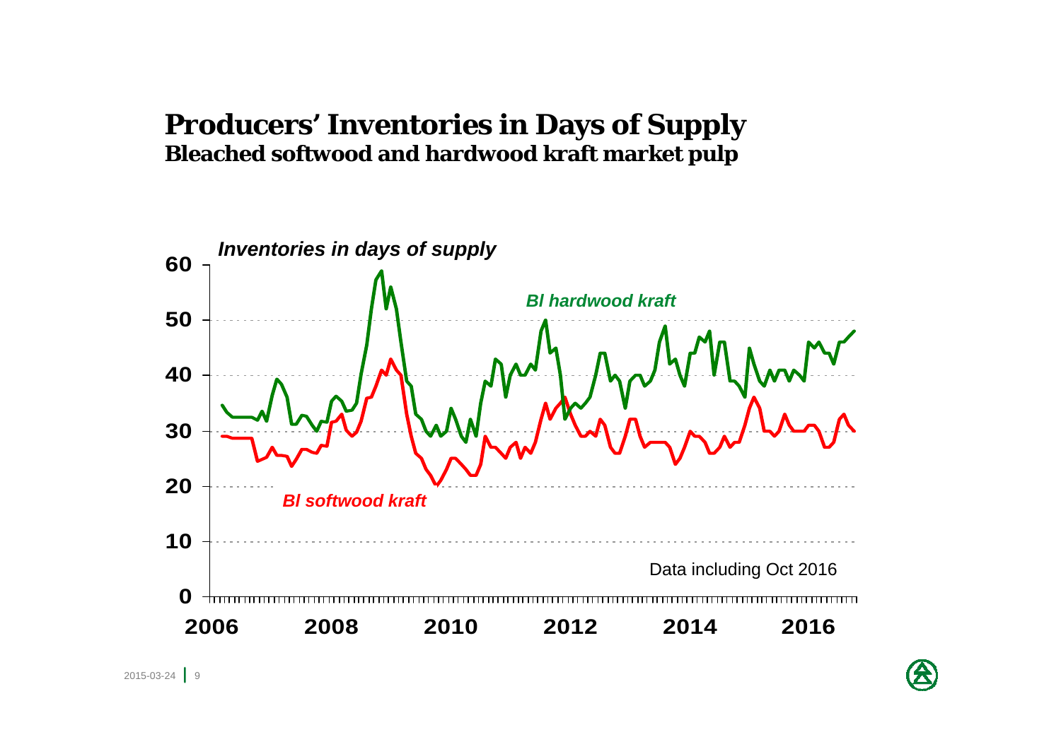# Producers' Inventories in Days of Supply

## Bleached softwood and hardwood kraft market pulp

*Inventories in days of supply*

*Bl hardwood kraft*

*Bl softwood kraft*

Data including Oct 2016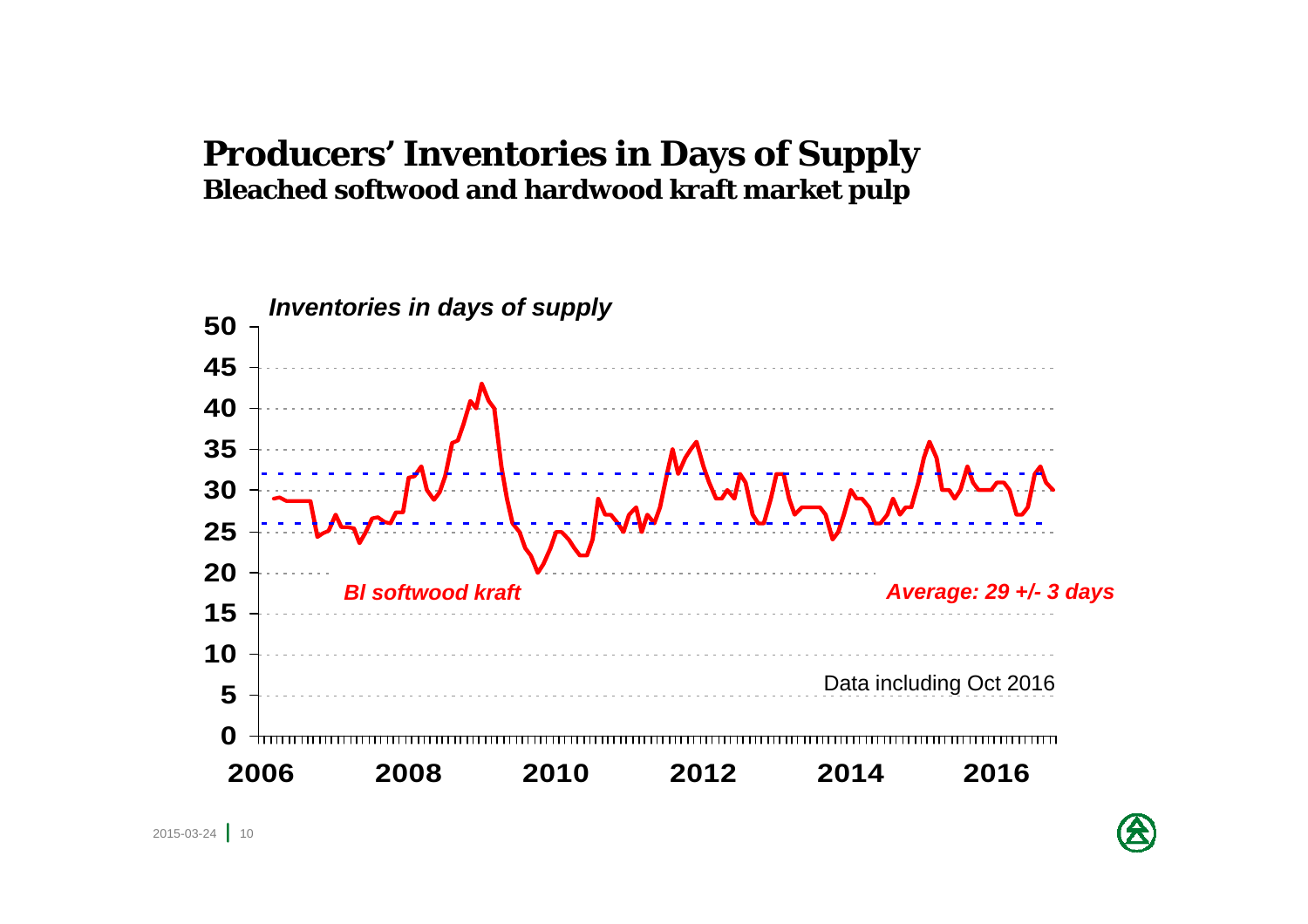# Producers' Inventories in Days of Supply

## Bleached softwood and hardwood kraft market pulp

*Inventories in days of supply*

*Bl softwood kraft*

*Average: 29 +/- 3 days*

Data including Oct 2016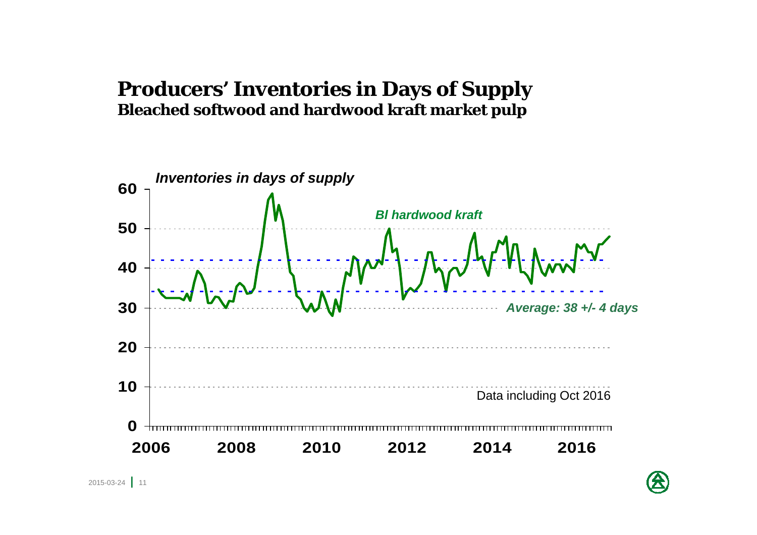# Producers' Inventories in Days of Supply

## Bleached softwood and hardwood kraft market pulp

*Inventories in days of supply*

60
50
40
30
20
10
0

*Bl hardwood kraft*

*Average: 38 +/- 4 days*

Data including Oct 2016

2006 2008 2010 2012 2014 2016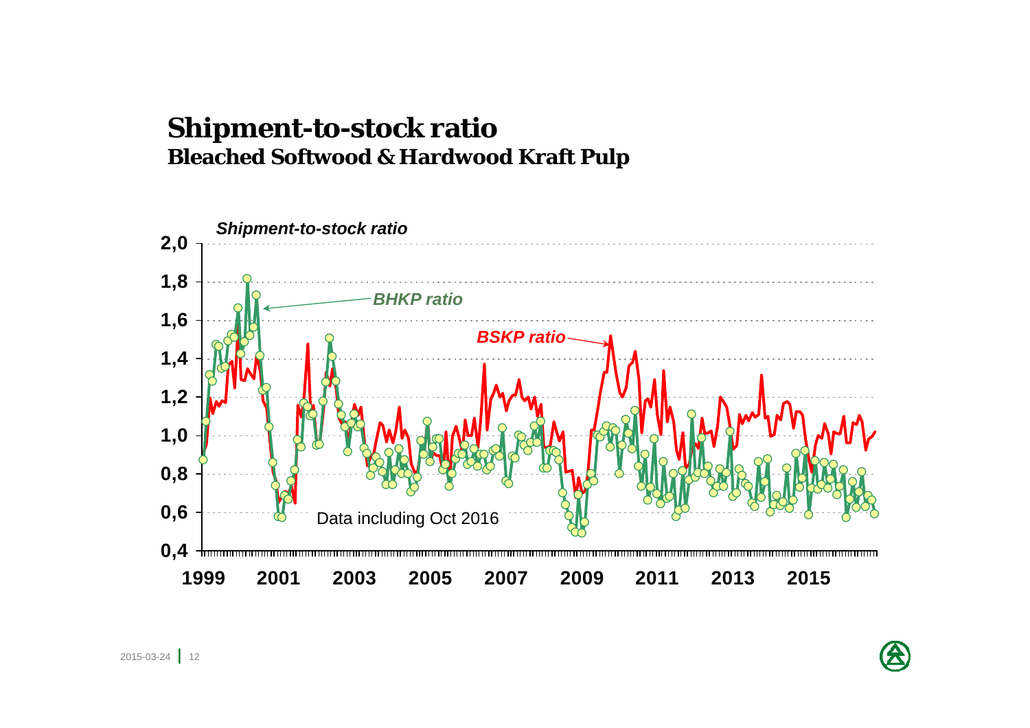# Shipment-to-stock ratio

## Bleached Softwood & Hardwood Kraft Pulp

*Shipment-to-stock ratio*

*BHKP ratio*

*BSKP ratio*

Data including Oct 2016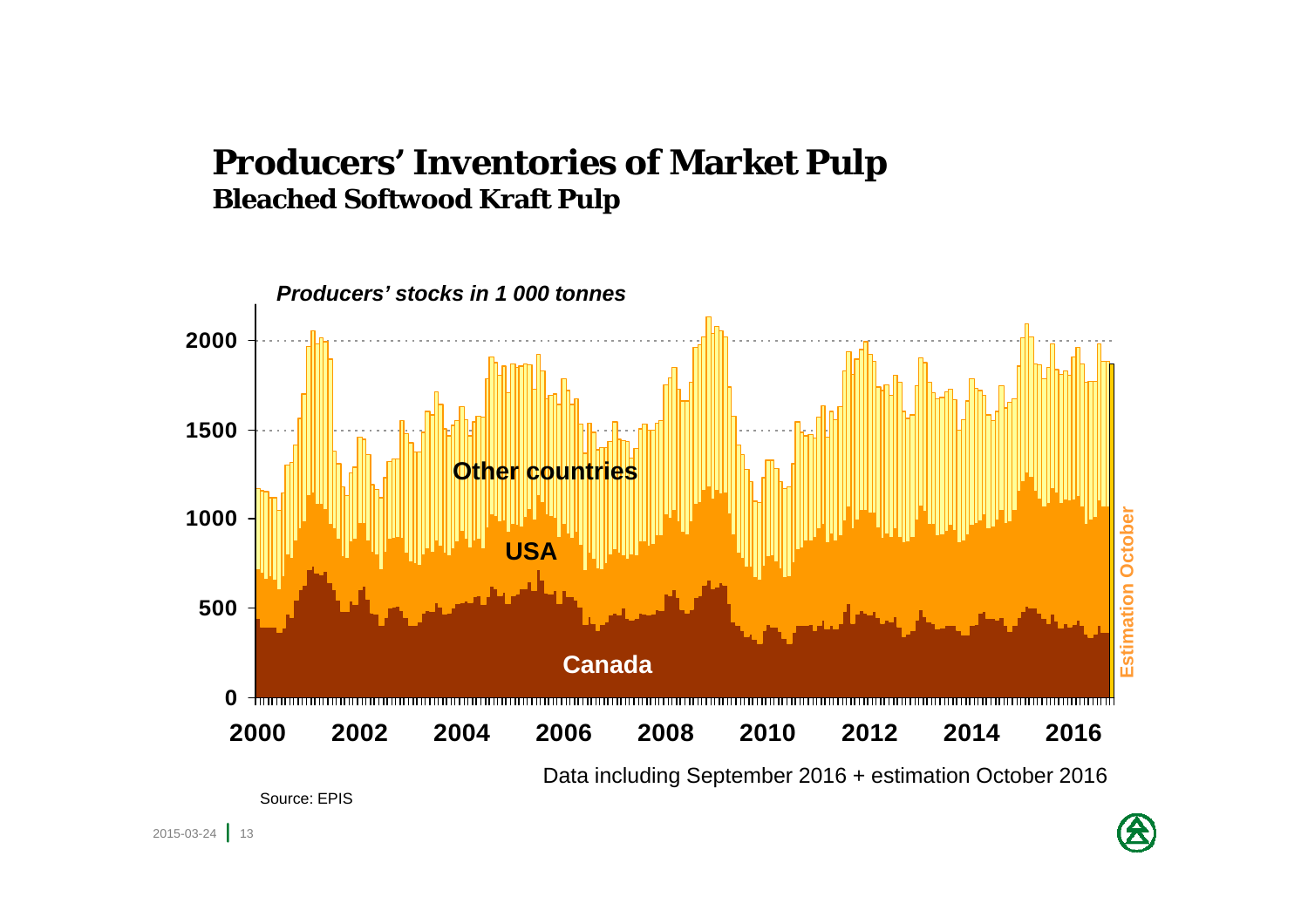# Producers' Inventories of Market Pulp

## Bleached Softwood Kraft Pulp

*Producers' stocks in 1 000 tonnes*

Other countries

USA

Canada

Estimation October

Data including September 2016 + estimation October 2016

Source: EPIS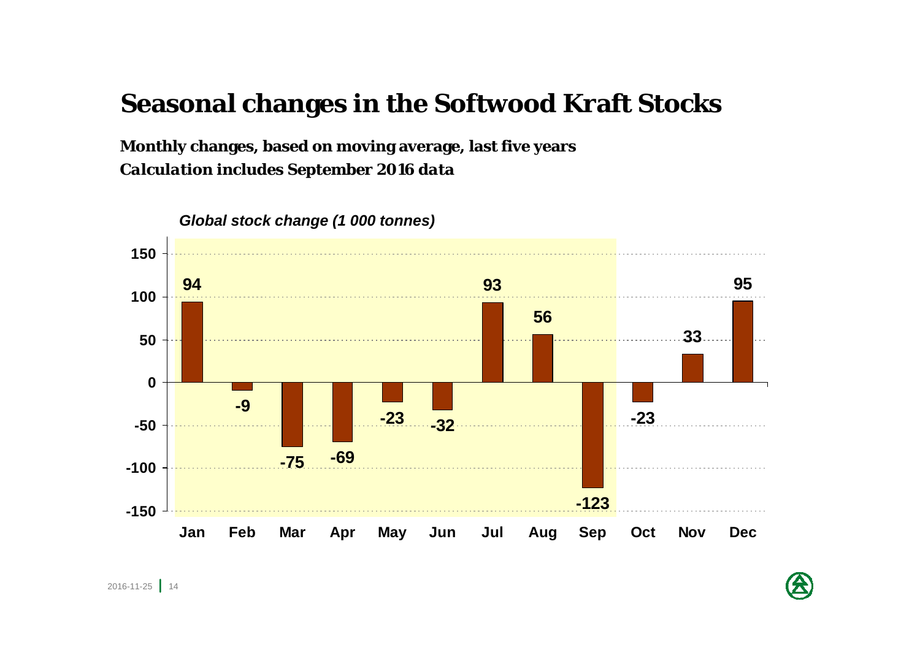# Seasonal changes in the Softwood Kraft Stocks

***Monthly changes, based on moving average, last five years***

***Calculation includes September 2016 data***

*Global stock change (1 000 tonnes)*

| Month | Change |
|---|---|
| Jan | 94 |
| Feb | -9 |
| Mar | -75 |
| Apr | -69 |
| May | -23 |
| Jun | -32 |
| Jul | 93 |
| Aug | 56 |
| Sep | -123 |
| Oct | -23 |
| Nov | 33 |
| Dec | 95 |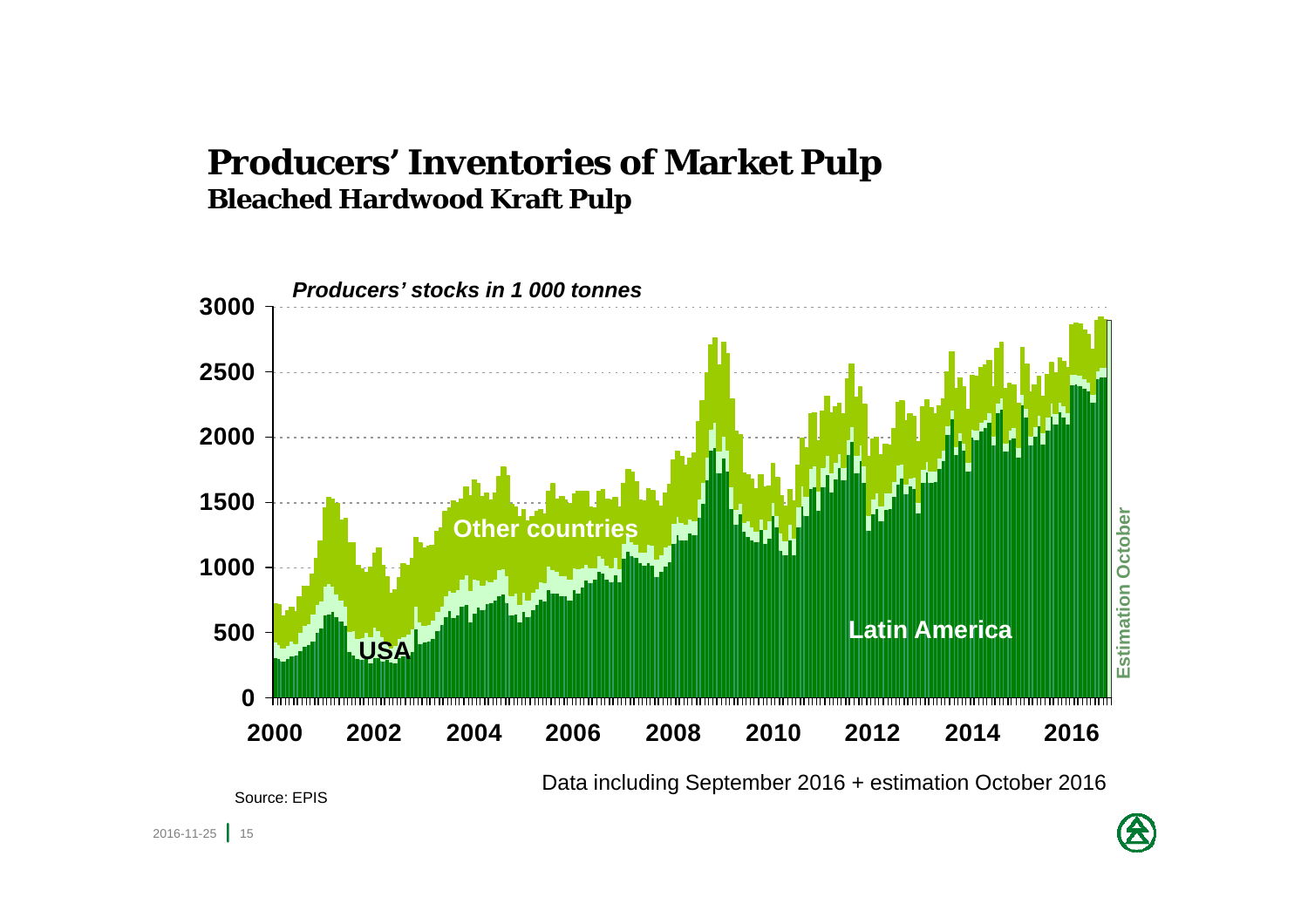# Producers' Inventories of Market Pulp

## Bleached Hardwood Kraft Pulp

*Producers' stocks in 1 000 tonnes*

3000
2500
2000
1500
1000
500
0

2000 2002 2004 2006 2008 2010 2012 2014 2016

Other countries

USA

Latin America

Estimation October

Data including September 2016 + estimation October 2016

Source: EPIS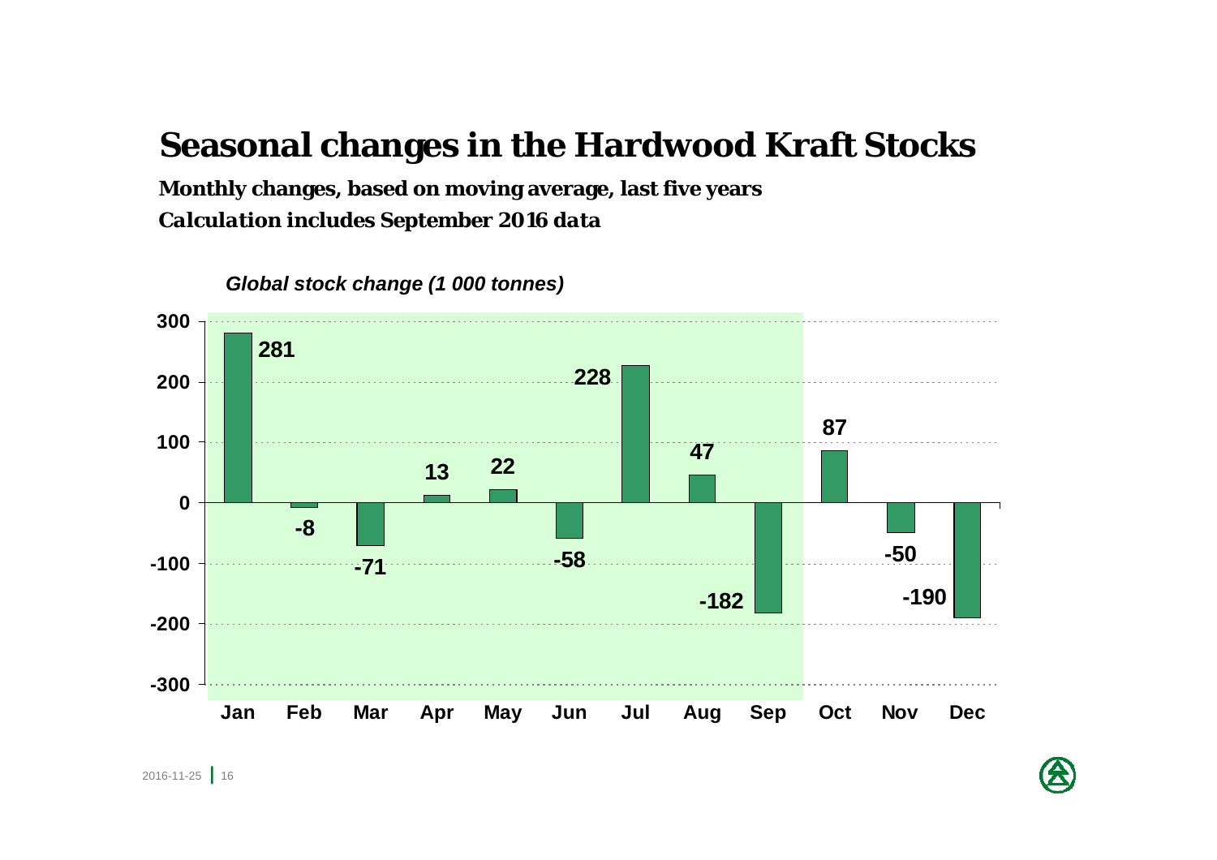# Seasonal changes in the Hardwood Kraft Stocks

**Monthly changes, based on moving average, last five years**

***Calculation includes September 2016 data***

*Global stock change (1 000 tonnes)*

| Month | Change |
|---|---|
| Jan | 281 |
| Feb | -8 |
| Mar | -71 |
| Apr | 13 |
| May | 22 |
| Jun | -58 |
| Jul | 228 |
| Aug | 47 |
| Sep | -182 |
| Oct | 87 |
| Nov | -50 |
| Dec | -190 |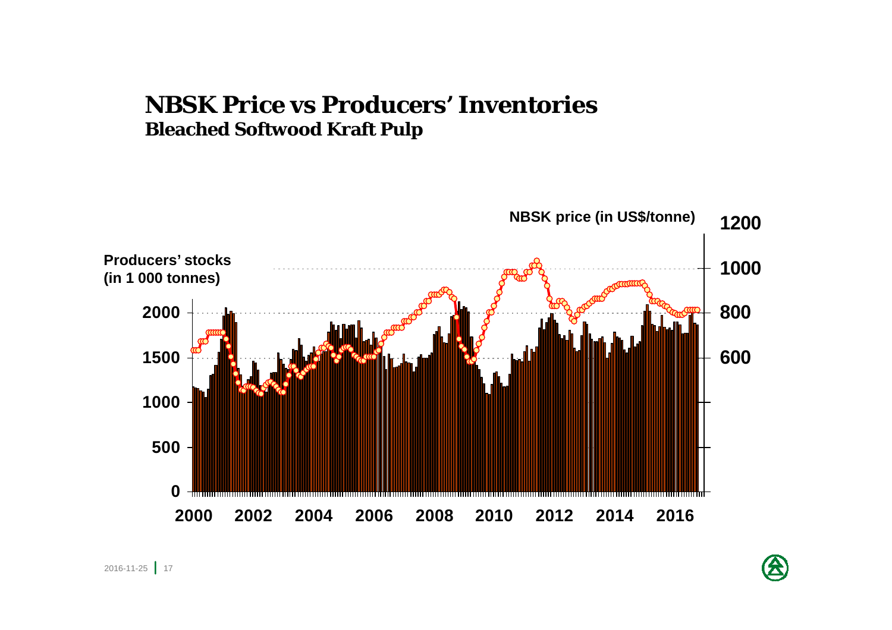# NBSK Price vs Producers' Inventories

## Bleached Softwood Kraft Pulp

NBSK price (in US$/tonne)

Producers' stocks (in 1 000 tonnes)

1200
1000
800
600

2000
1500
1000
500
0

2000 2002 2004 2006 2008 2010 2012 2014 2016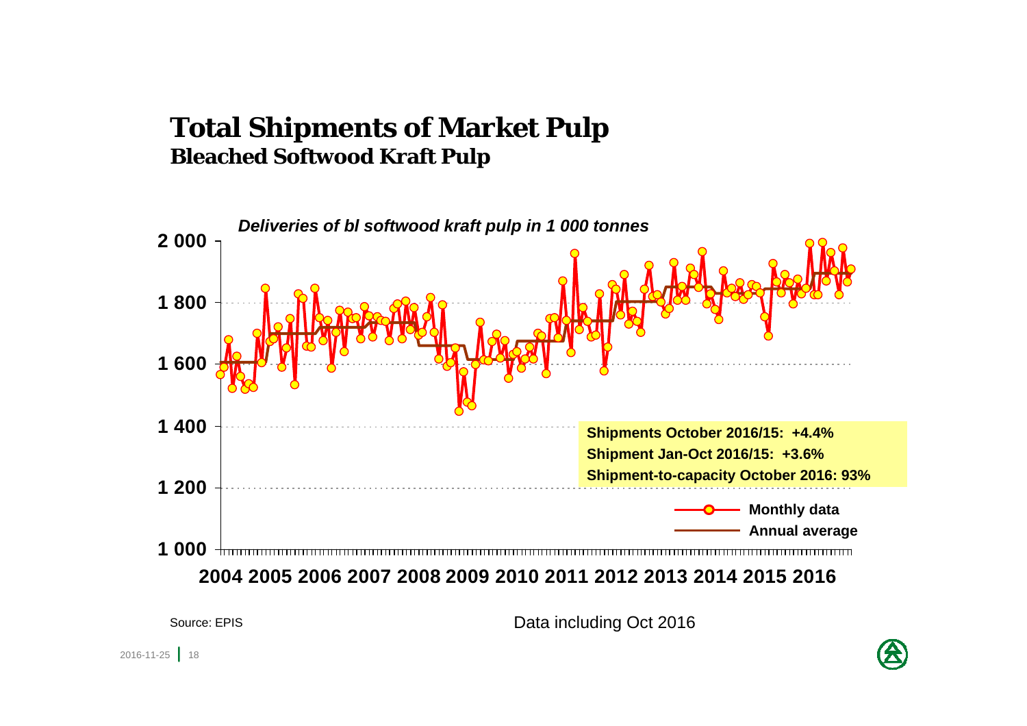# Total Shipments of Market Pulp
## Bleached Softwood Kraft Pulp

*Deliveries of bl softwood kraft pulp in 1 000 tonnes*

**Shipments October 2016/15: +4.4%**
**Shipment Jan-Oct 2016/15: +3.6%**
**Shipment-to-capacity October 2016: 93%**

Source: EPIS

Data including Oct 2016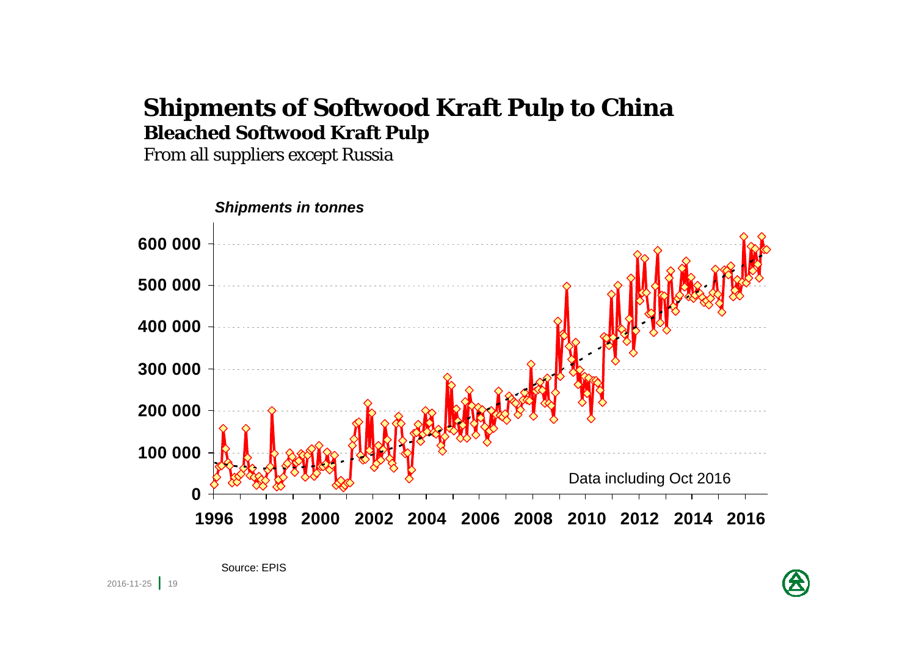# Shipments of Softwood Kraft Pulp to China

## Bleached Softwood Kraft Pulp

From all suppliers except Russia

*Shipments in tonnes*

600 000
500 000
400 000
300 000
200 000
100 000
0

1996 1998 2000 2002 2004 2006 2008 2010 2012 2014 2016

Data including Oct 2016

Source: EPIS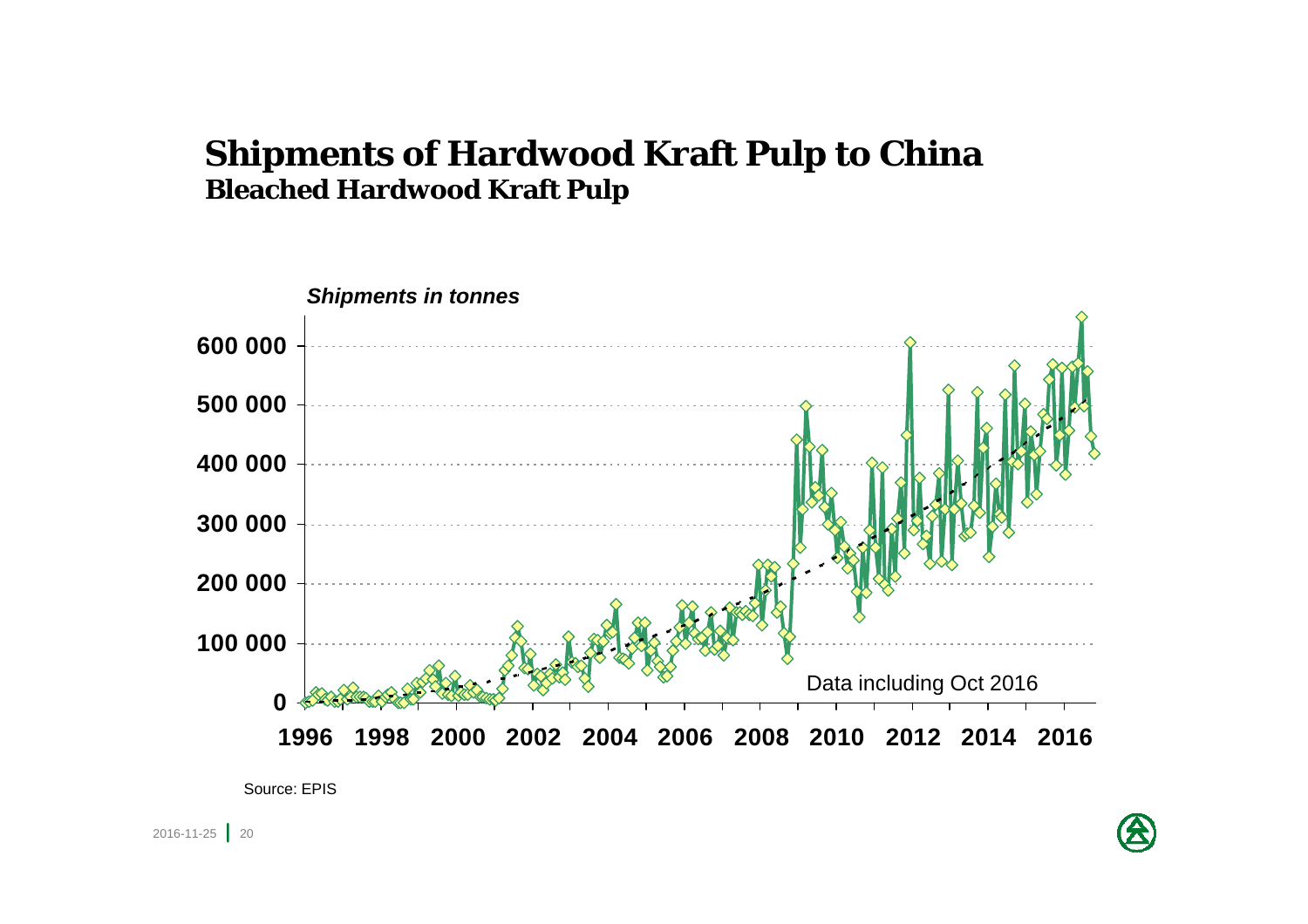# Shipments of Hardwood Kraft Pulp to China

## Bleached Hardwood Kraft Pulp

*Shipments in tonnes*

600 000
500 000
400 000
300 000
200 000
100 000
0

1996 1998 2000 2002 2004 2006 2008 2010 2012 2014 2016

Data including Oct 2016

Source: EPIS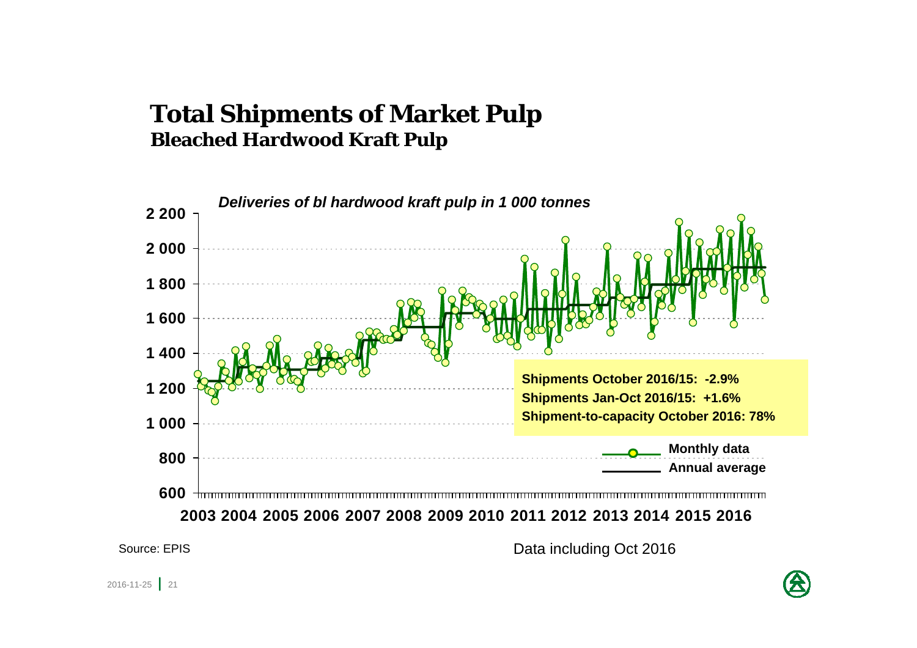# Total Shipments of Market Pulp

## Bleached Hardwood Kraft Pulp

*Deliveries of bl hardwood kraft pulp in 1 000 tonnes*

**Shipments October 2016/15: -2.9%**
**Shipments Jan-Oct 2016/15: +1.6%**
**Shipment-to-capacity October 2016: 78%**

Monthly data
Annual average

2003 2004 2005 2006 2007 2008 2009 2010 2011 2012 2013 2014 2015 2016

Source: EPIS

Data including Oct 2016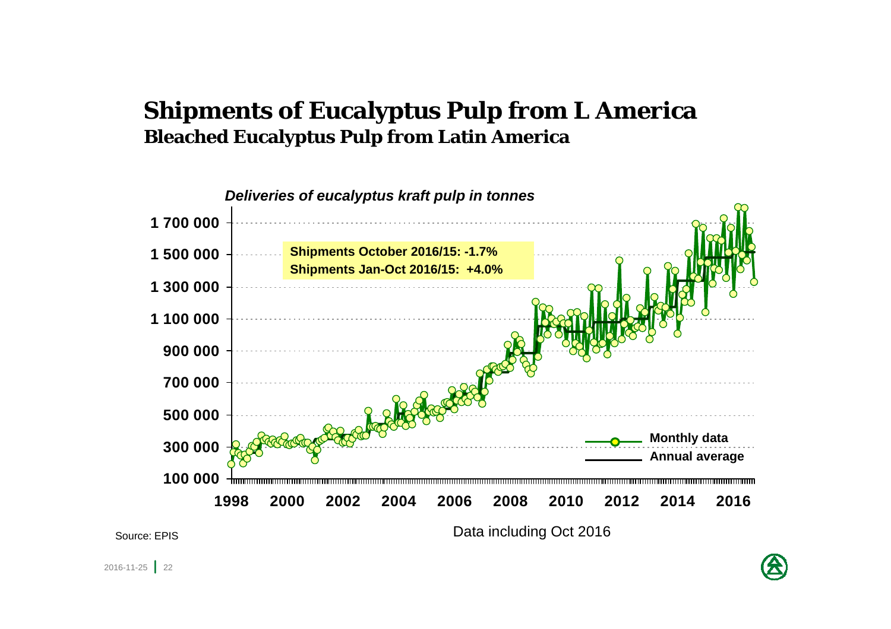# Shipments of Eucalyptus Pulp from L America

## Bleached Eucalyptus Pulp from Latin America

*Deliveries of eucalyptus kraft pulp in tonnes*

**Shipments October 2016/15: -1.7%**
**Shipments Jan-Oct 2016/15: +4.0%**

Monthly data
Annual average

1 700 000
1 500 000
1 300 000
1 100 000
900 000
700 000
500 000
300 000
100 000

1998 2000 2002 2004 2006 2008 2010 2012 2014 2016

Source: EPIS

Data including Oct 2016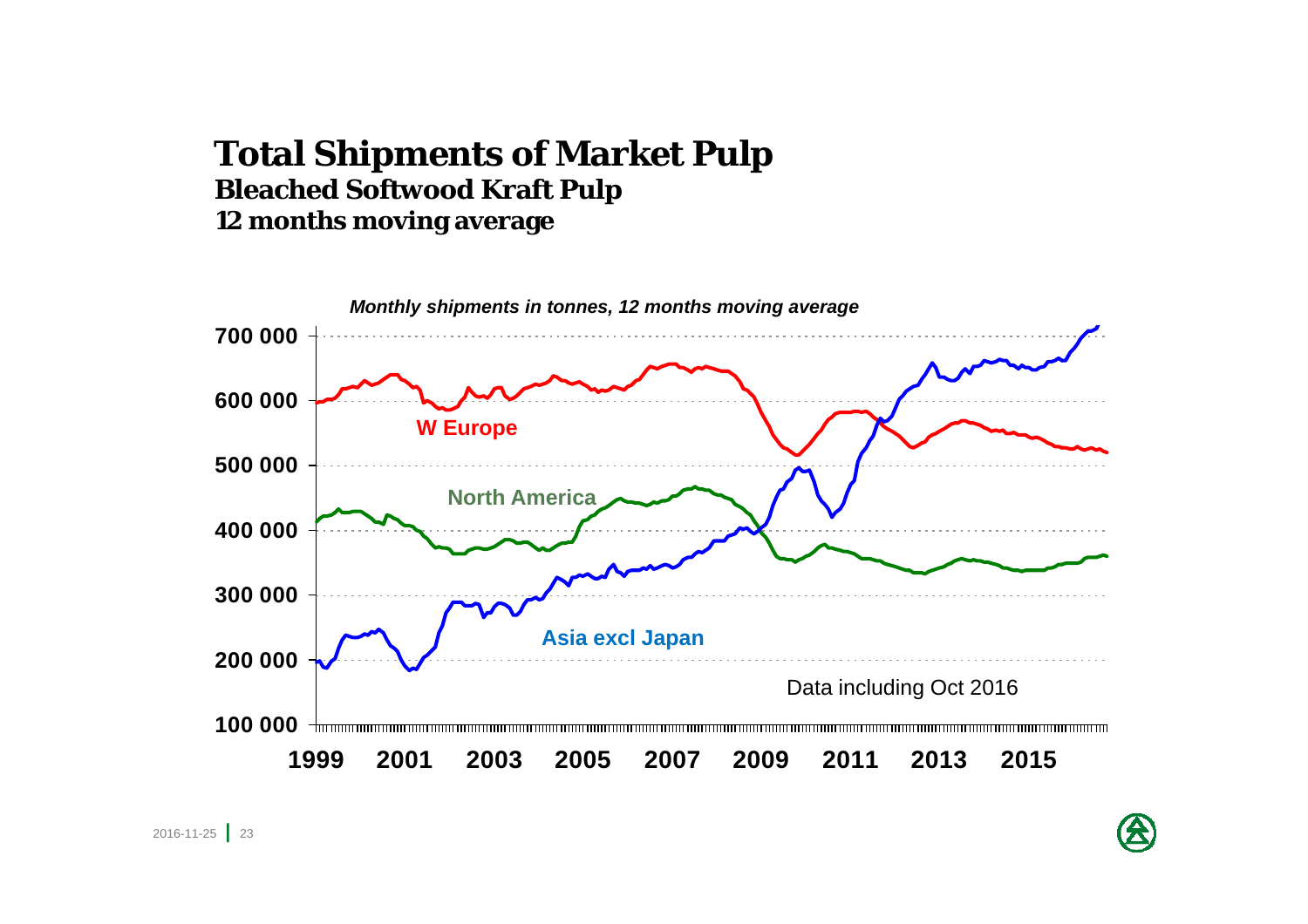# Total Shipments of Market Pulp

## Bleached Softwood Kraft Pulp

## 12 months moving average

*Monthly shipments in tonnes, 12 months moving average*

W Europe

North America

Asia excl Japan

Data including Oct 2016

700 000
600 000
500 000
400 000
300 000
200 000
100 000

1999 2001 2003 2005 2007 2009 2011 2013 2015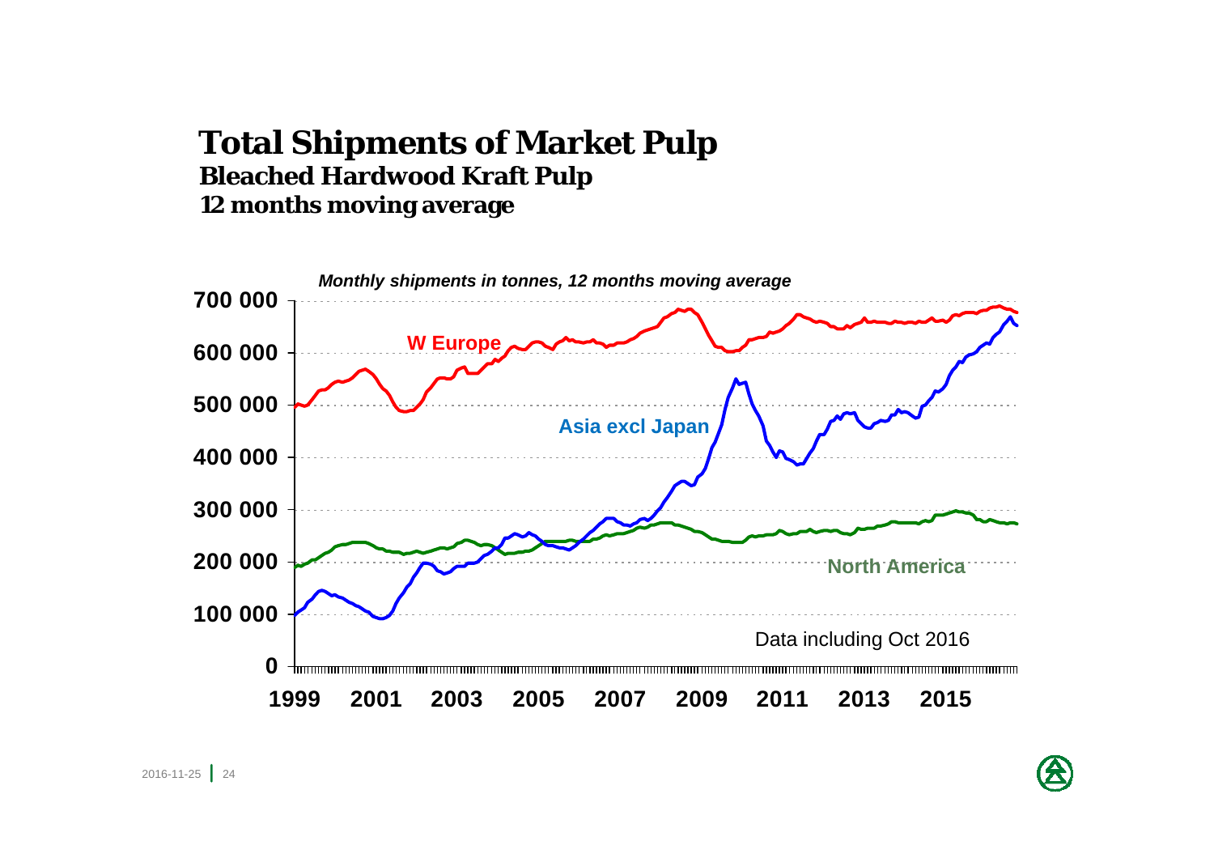# Total Shipments of Market Pulp

## Bleached Hardwood Kraft Pulp

## 12 months moving average

*Monthly shipments in tonnes, 12 months moving average*

700 000
600 000
500 000
400 000
300 000
200 000
100 000
0

1999 2001 2003 2005 2007 2009 2011 2013 2015

W Europe

Asia excl Japan

North America

Data including Oct 2016